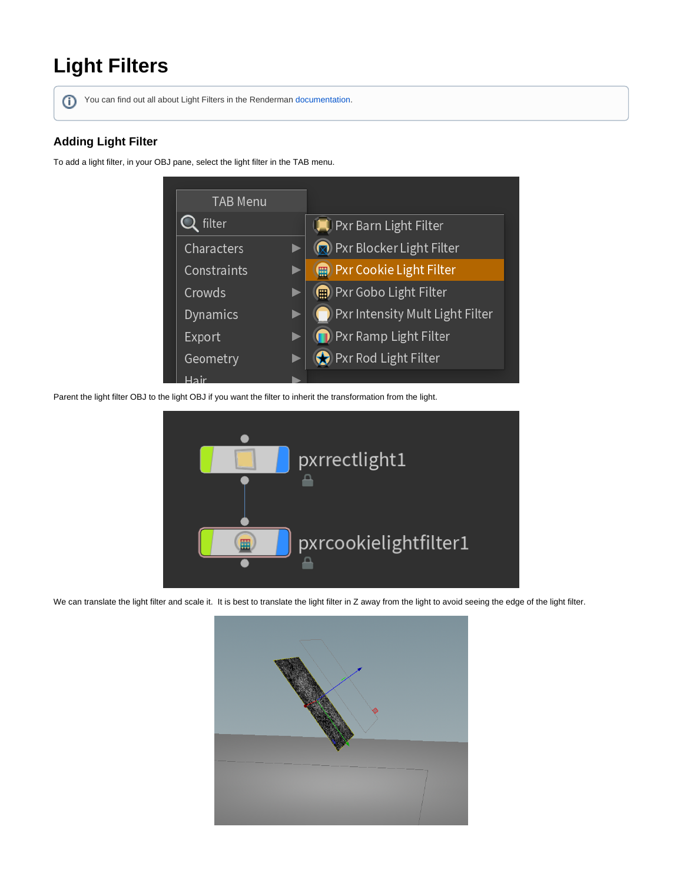# Light Filters

ⓘ You can find out all about Light Filters in the Renderman documentation.

## Adding Light Filter

To add a light filter, in your OBJ pane, select the light filter in the TAB menu.

Parent the light filter OBJ to the light OBJ if you want the filter to inherit the transformation from the light.

We can translate the light filter and scale it. It is best to translate the light filter in Z away from the light to avoid seeing the edge of the light filter.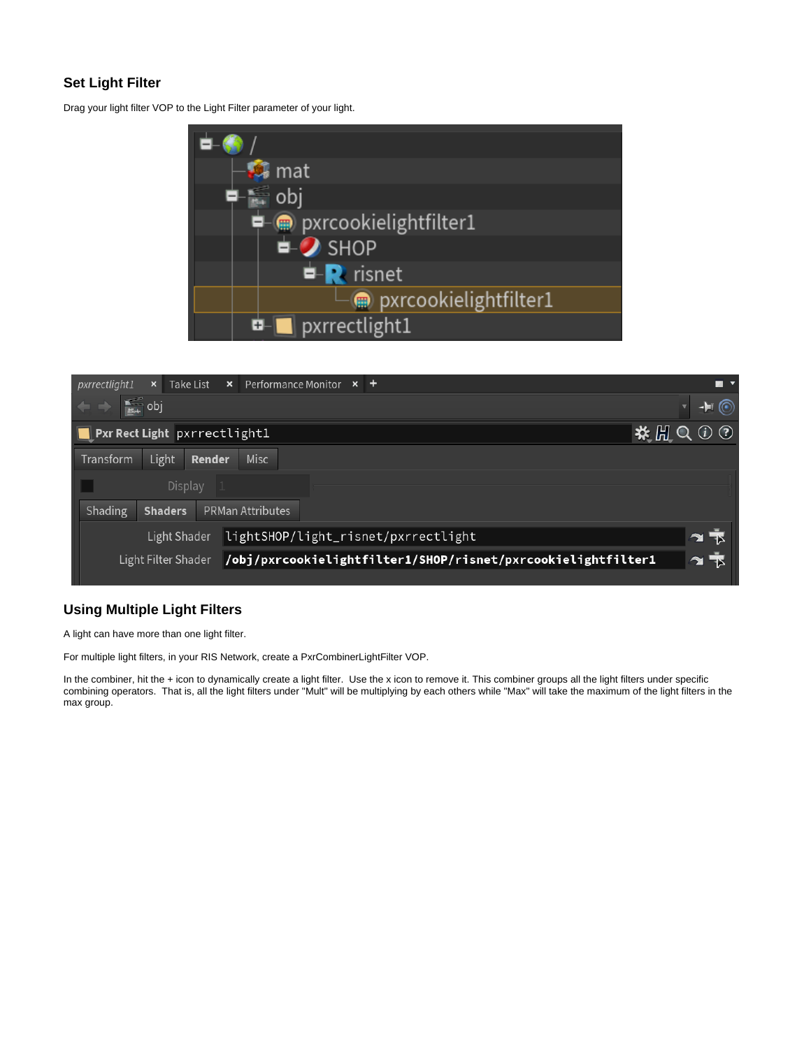### Set Light Filter

Drag your light filter VOP to the Light Filter parameter of your light.

### Using Multiple Light Filters

A light can have more than one light filter.

For multiple light filters, in your RIS Network, create a PxrCombinerLightFilter VOP.

In the combiner, hit the + icon to dynamically create a light filter. Use the x icon to remove it. This combiner groups all the light filters under specific combining operators. That is, all the light filters under "Mult" will be multiplying by each others while "Max" will take the maximum of the light filters in the max group.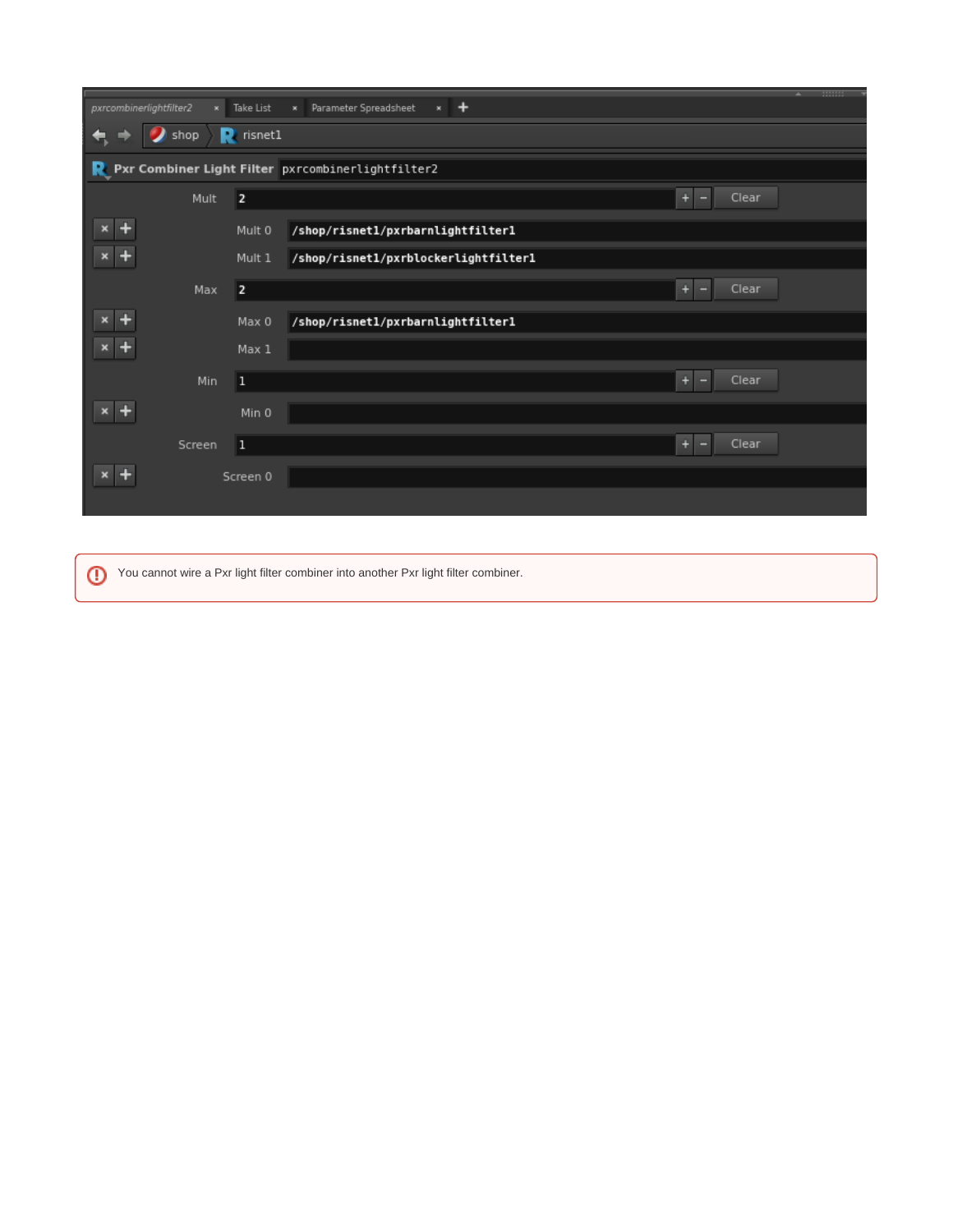You cannot wire a Pxr light filter combiner into another Pxr light filter combiner.